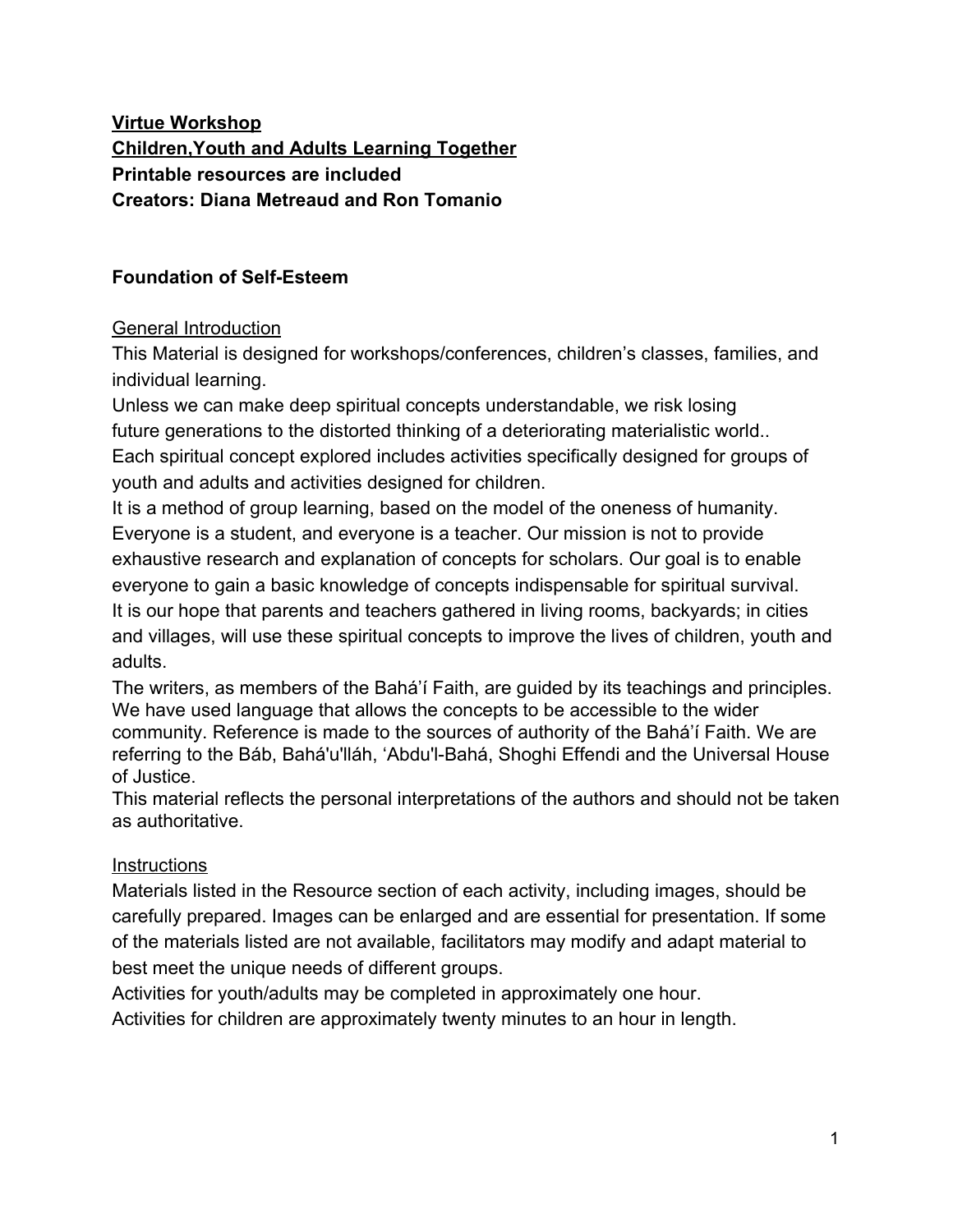**Virtue Workshop**
**Children,Youth and Adults Learning Together**
**Printable resources are included**
**Creators: Diana Metreaud and Ron Tomanio**

## Foundation of Self-Esteem

General Introduction

This Material is designed for workshops/conferences, children's classes, families, and individual learning.

Unless we can make deep spiritual concepts understandable, we risk losing future generations to the distorted thinking of a deteriorating materialistic world..

Each spiritual concept explored includes activities specifically designed for groups of youth and adults and activities designed for children.

It is a method of group learning, based on the model of the oneness of humanity. Everyone is a student, and everyone is a teacher. Our mission is not to provide exhaustive research and explanation of concepts for scholars. Our goal is to enable everyone to gain a basic knowledge of concepts indispensable for spiritual survival.

It is our hope that parents and teachers gathered in living rooms, backyards; in cities and villages, will use these spiritual concepts to improve the lives of children, youth and adults.

The writers, as members of the Bahá'í Faith, are guided by its teachings and principles. We have used language that allows the concepts to be accessible to the wider community. Reference is made to the sources of authority of the Bahá'í Faith. We are referring to the Báb, Bahá'u'lláh, 'Abdu'l-Bahá, Shoghi Effendi and the Universal House of Justice.

This material reflects the personal interpretations of the authors and should not be taken as authoritative.

Instructions

Materials listed in the Resource section of each activity, including images, should be carefully prepared. Images can be enlarged and are essential for presentation. If some of the materials listed are not available, facilitators may modify and adapt material to best meet the unique needs of different groups.

Activities for youth/adults may be completed in approximately one hour.

Activities for children are approximately twenty minutes to an hour in length.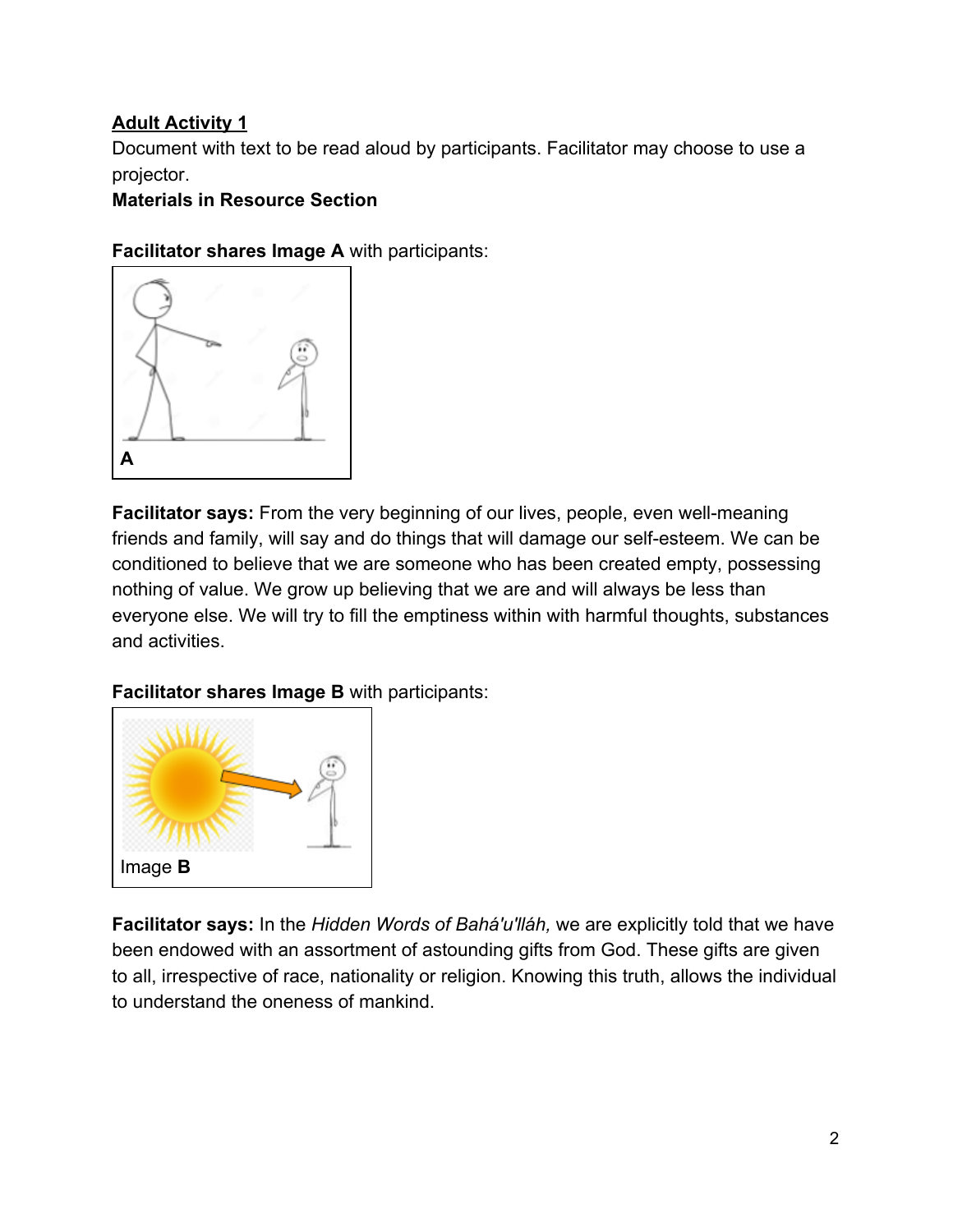**Adult Activity 1**

Document with text to be read aloud by participants. Facilitator may choose to use a projector.

**Materials in Resource Section**

**Facilitator shares Image A** with participants:

A

**Facilitator says:** From the very beginning of our lives, people, even well-meaning friends and family, will say and do things that will damage our self-esteem. We can be conditioned to believe that we are someone who has been created empty, possessing nothing of value. We grow up believing that we are and will always be less than everyone else. We will try to fill the emptiness within with harmful thoughts, substances and activities.

**Facilitator shares Image B** with participants:

Image **B**

**Facilitator says:** In the *Hidden Words of Bahá'u'lláh,* we are explicitly told that we have been endowed with an assortment of astounding gifts from God. These gifts are given to all, irrespective of race, nationality or religion. Knowing this truth, allows the individual to understand the oneness of mankind.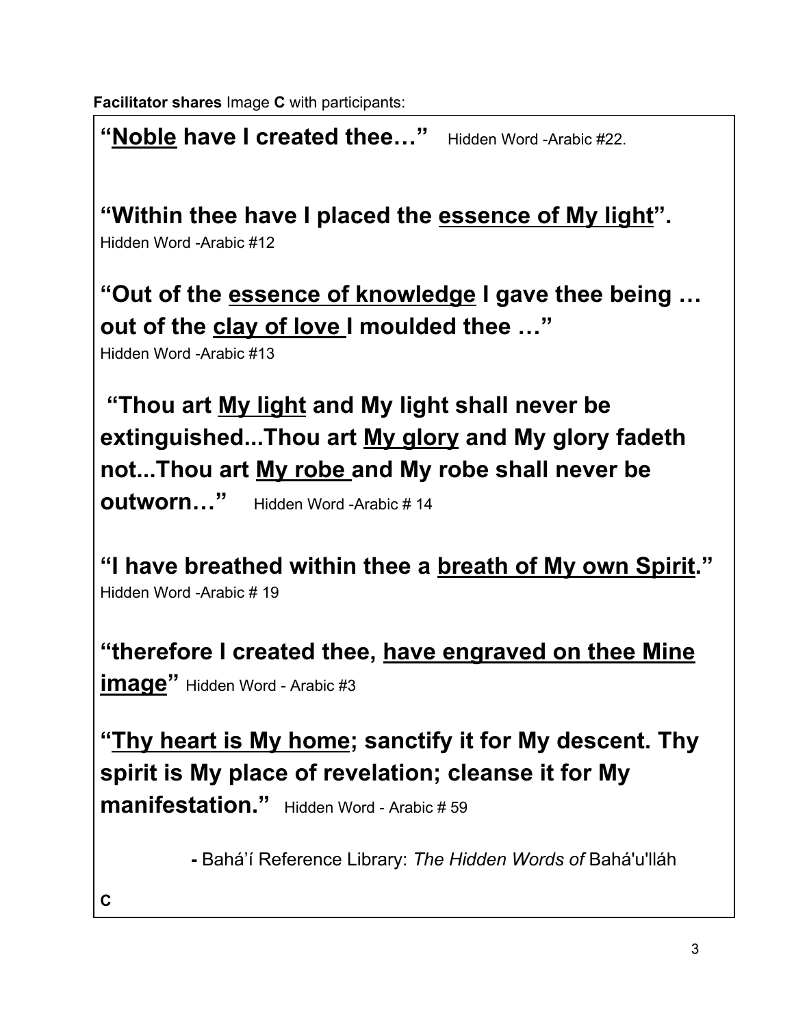**Facilitator shares** Image **C** with participants:

**"<u>Noble</u> have I created thee…"** Hidden Word -Arabic #22.

**"Within thee have I placed the <u>essence of My light</u>".**
Hidden Word -Arabic #12

**"Out of the <u>essence of knowledge</u> I gave thee being … out of the <u>clay of love</u> I moulded thee …"**
Hidden Word -Arabic #13

**"Thou art <u>My light</u> and My light shall never be extinguished...Thou art <u>My glory</u> and My glory fadeth not...Thou art <u>My robe</u> and My robe shall never be outworn…"** Hidden Word -Arabic # 14

**"I have breathed within thee a <u>breath of My own Spirit</u>."**
Hidden Word -Arabic # 19

**"therefore I created thee, <u>have engraved on thee Mine image</u>"** Hidden Word - Arabic #3

**"<u>Thy heart is My home</u>; sanctify it for My descent. Thy spirit is My place of revelation; cleanse it for My manifestation."** Hidden Word - Arabic # 59

**-** Bahá'í Reference Library: *The Hidden Words of* Bahá'u'lláh

**C**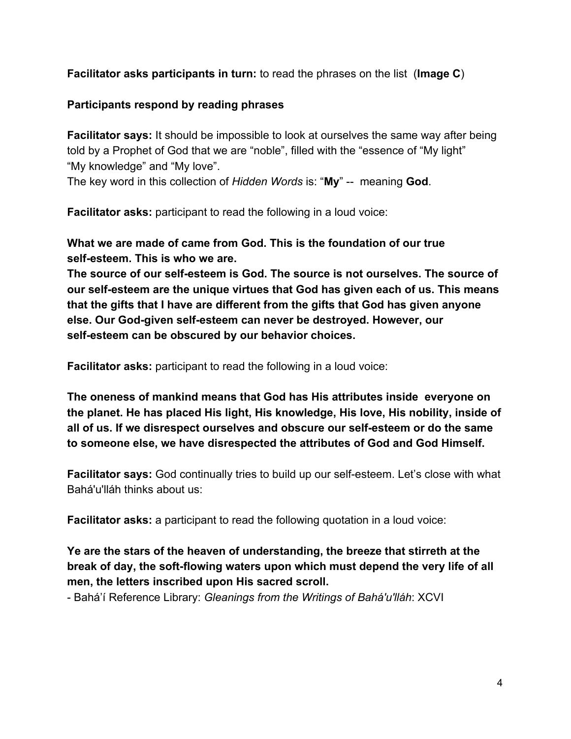**Facilitator asks participants in turn:** to read the phrases on the list (**Image C**)

**Participants respond by reading phrases**

**Facilitator says:** It should be impossible to look at ourselves the same way after being told by a Prophet of God that we are "noble", filled with the "essence of "My light" "My knowledge" and "My love".
The key word in this collection of *Hidden Words* is: "**My**" -- meaning **God**.

**Facilitator asks:** participant to read the following in a loud voice:

**What we are made of came from God. This is the foundation of our true self-esteem. This is who we are.**
**The source of our self-esteem is God. The source is not ourselves. The source of our self-esteem are the unique virtues that God has given each of us. This means that the gifts that I have are different from the gifts that God has given anyone else. Our God-given self-esteem can never be destroyed. However, our self-esteem can be obscured by our behavior choices.**

**Facilitator asks:** participant to read the following in a loud voice:

**The oneness of mankind means that God has His attributes inside everyone on the planet. He has placed His light, His knowledge, His love, His nobility, inside of all of us. If we disrespect ourselves and obscure our self-esteem or do the same to someone else, we have disrespected the attributes of God and God Himself.**

**Facilitator says:** God continually tries to build up our self-esteem. Let's close with what Bahá'u'lláh thinks about us:

**Facilitator asks:** a participant to read the following quotation in a loud voice:

**Ye are the stars of the heaven of understanding, the breeze that stirreth at the break of day, the soft-flowing waters upon which must depend the very life of all men, the letters inscribed upon His sacred scroll.**
- Bahá'í Reference Library: *Gleanings from the Writings of Bahá'u'lláh*: XCVI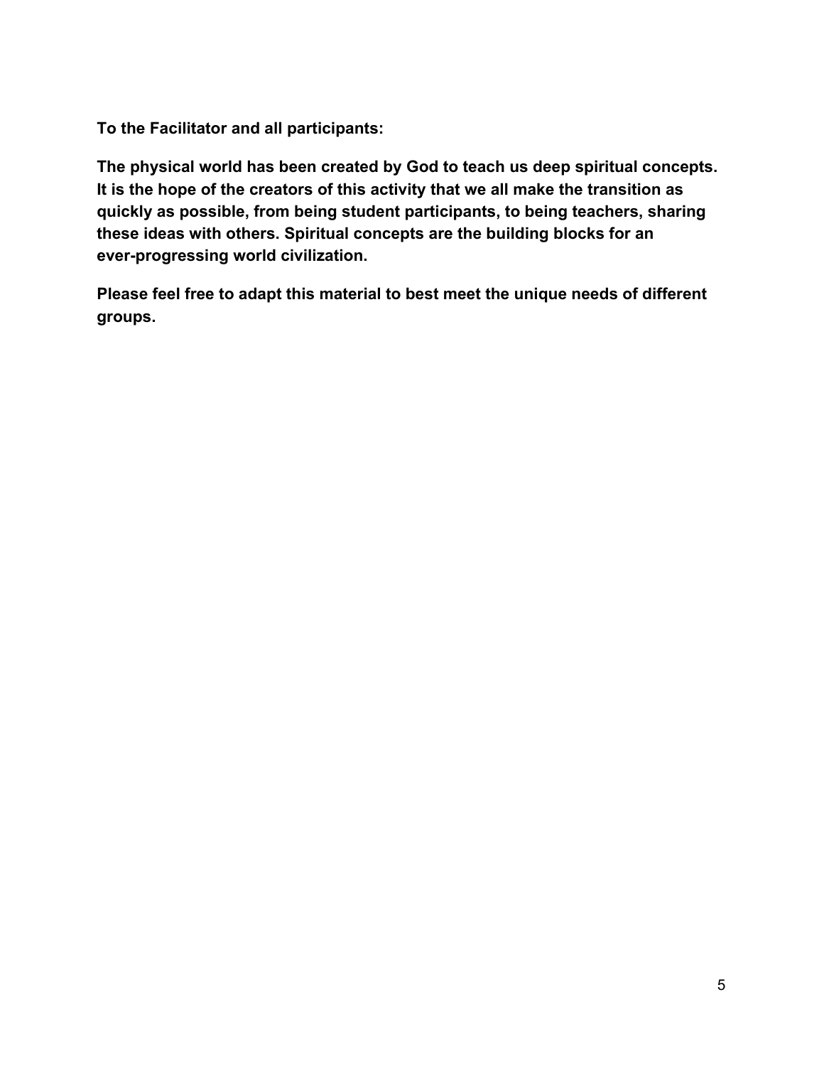**To the Facilitator and all participants:**

**The physical world has been created by God to teach us deep spiritual concepts. It is the hope of the creators of this activity that we all make the transition as quickly as possible, from being student participants, to being teachers, sharing these ideas with others. Spiritual concepts are the building blocks for an ever-progressing world civilization.**

**Please feel free to adapt this material to best meet the unique needs of different groups.**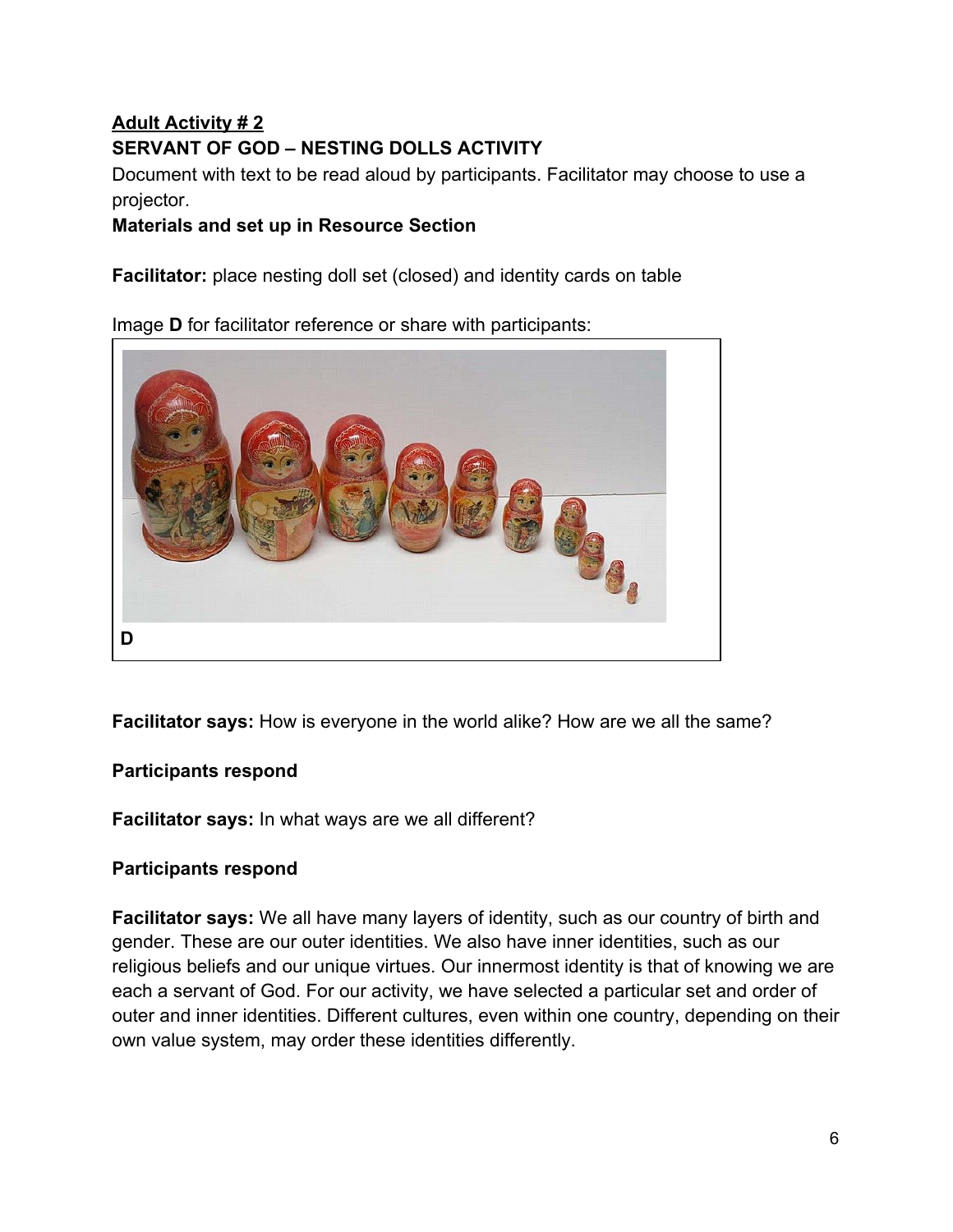**Adult Activity # 2**

**SERVANT OF GOD – NESTING DOLLS ACTIVITY**

Document with text to be read aloud by participants. Facilitator may choose to use a projector.

**Materials and set up in Resource Section**

**Facilitator:** place nesting doll set (closed) and identity cards on table

Image **D** for facilitator reference or share with participants:

**D**

**Facilitator says:** How is everyone in the world alike? How are we all the same?

**Participants respond**

**Facilitator says:** In what ways are we all different?

**Participants respond**

**Facilitator says:** We all have many layers of identity, such as our country of birth and gender. These are our outer identities. We also have inner identities, such as our religious beliefs and our unique virtues. Our innermost identity is that of knowing we are each a servant of God. For our activity, we have selected a particular set and order of outer and inner identities. Different cultures, even within one country, depending on their own value system, may order these identities differently.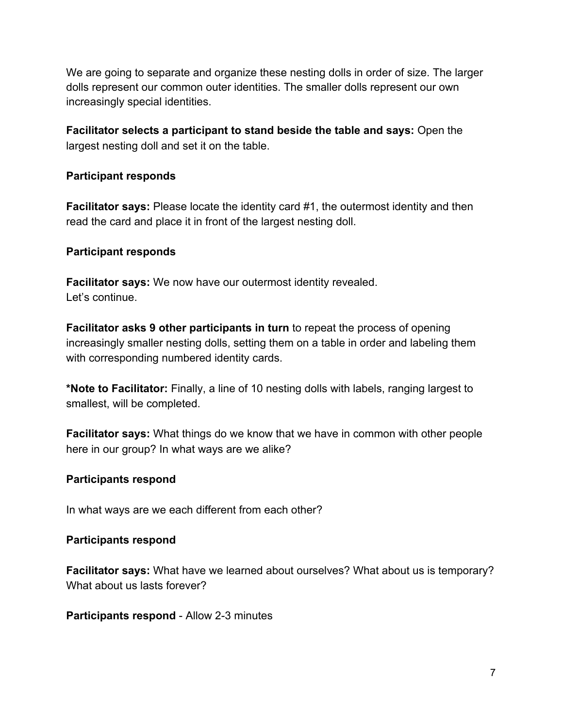We are going to separate and organize these nesting dolls in order of size. The larger dolls represent our common outer identities. The smaller dolls represent our own increasingly special identities.

**Facilitator selects a participant to stand beside the table and says:** Open the largest nesting doll and set it on the table.

**Participant responds**

**Facilitator says:** Please locate the identity card #1, the outermost identity and then read the card and place it in front of the largest nesting doll.

**Participant responds**

**Facilitator says:** We now have our outermost identity revealed.
Let's continue.

**Facilitator asks 9 other participants in turn** to repeat the process of opening increasingly smaller nesting dolls, setting them on a table in order and labeling them with corresponding numbered identity cards.

**\*Note to Facilitator:** Finally, a line of 10 nesting dolls with labels, ranging largest to smallest, will be completed.

**Facilitator says:** What things do we know that we have in common with other people here in our group? In what ways are we alike?

**Participants respond**

In what ways are we each different from each other?

**Participants respond**

**Facilitator says:** What have we learned about ourselves? What about us is temporary? What about us lasts forever?

**Participants respond** - Allow 2-3 minutes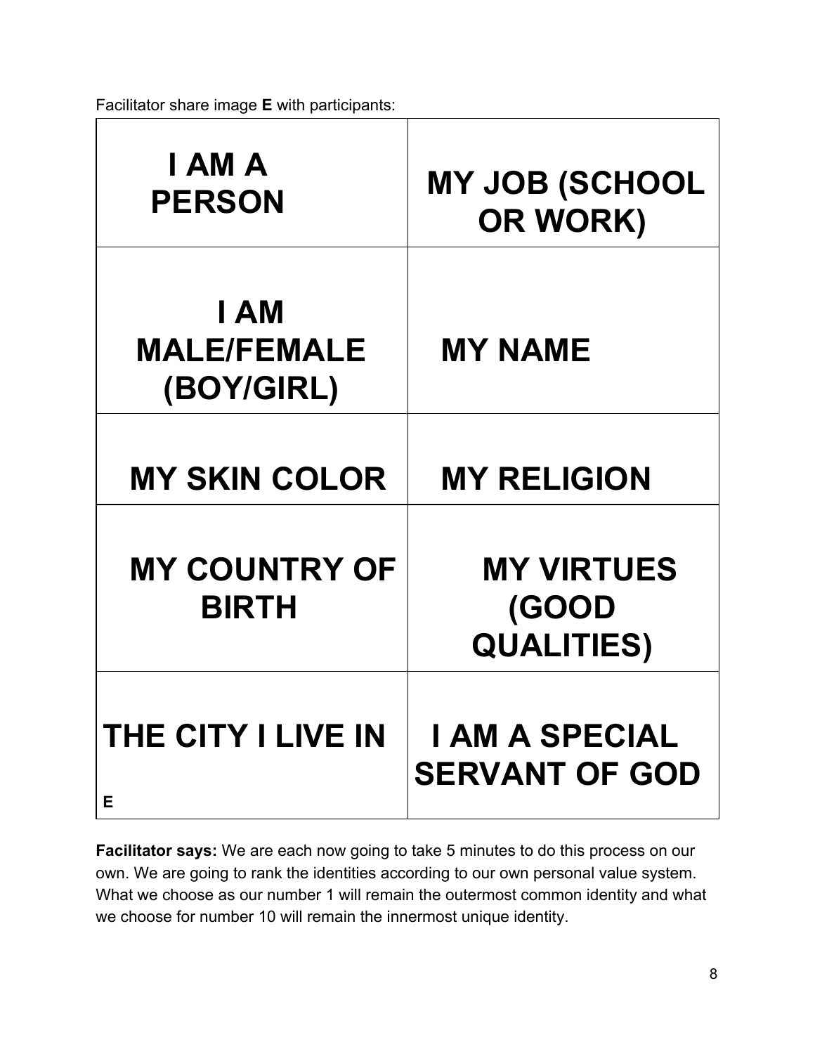Facilitator share image **E** with participants:

| | |
|---|---|
| **I AM A PERSON** | **MY JOB (SCHOOL OR WORK)** |
| **I AM MALE/FEMALE (BOY/GIRL)** | **MY NAME** |
| **MY SKIN COLOR** | **MY RELIGION** |
| **MY COUNTRY OF BIRTH** | **MY VIRTUES (GOOD QUALITIES)** |
| **THE CITY I LIVE IN** **E** | **I AM A SPECIAL SERVANT OF GOD** |

**Facilitator says:** We are each now going to take 5 minutes to do this process on our own. We are going to rank the identities according to our own personal value system. What we choose as our number 1 will remain the outermost common identity and what we choose for number 10 will remain the innermost unique identity.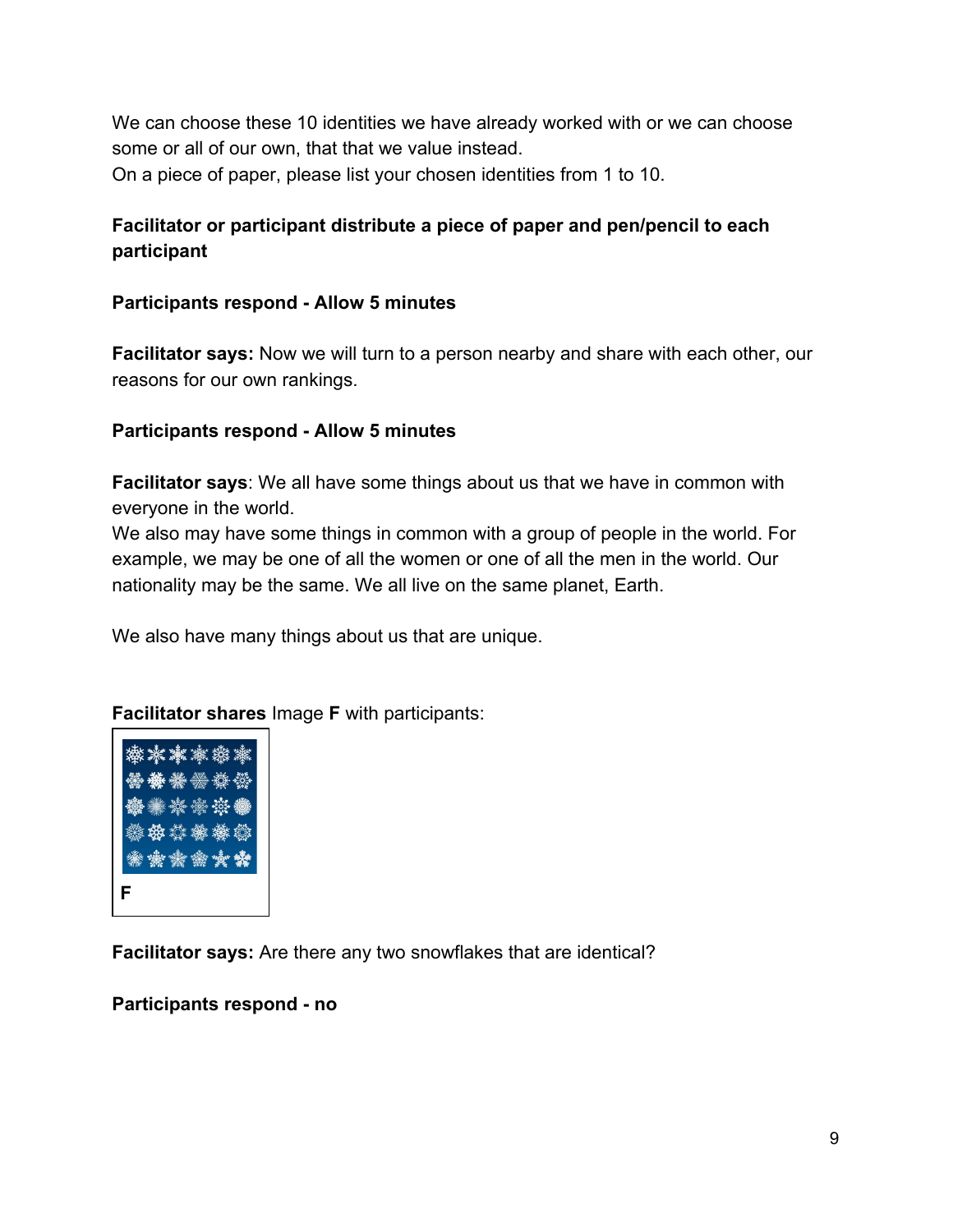We can choose these 10 identities we have already worked with or we can choose some or all of our own, that that we value instead.
On a piece of paper, please list your chosen identities from 1 to 10.

**Facilitator or participant distribute a piece of paper and pen/pencil to each participant**

**Participants respond - Allow 5 minutes**

**Facilitator says:** Now we will turn to a person nearby and share with each other, our reasons for our own rankings.

**Participants respond - Allow 5 minutes**

**Facilitator says**: We all have some things about us that we have in common with everyone in the world.
We also may have some things in common with a group of people in the world. For example, we may be one of all the women or one of all the men in the world. Our nationality may be the same. We all live on the same planet, Earth.

We also have many things about us that are unique.

**Facilitator shares** Image **F** with participants:

**F**

**Facilitator says:** Are there any two snowflakes that are identical?

**Participants respond - no**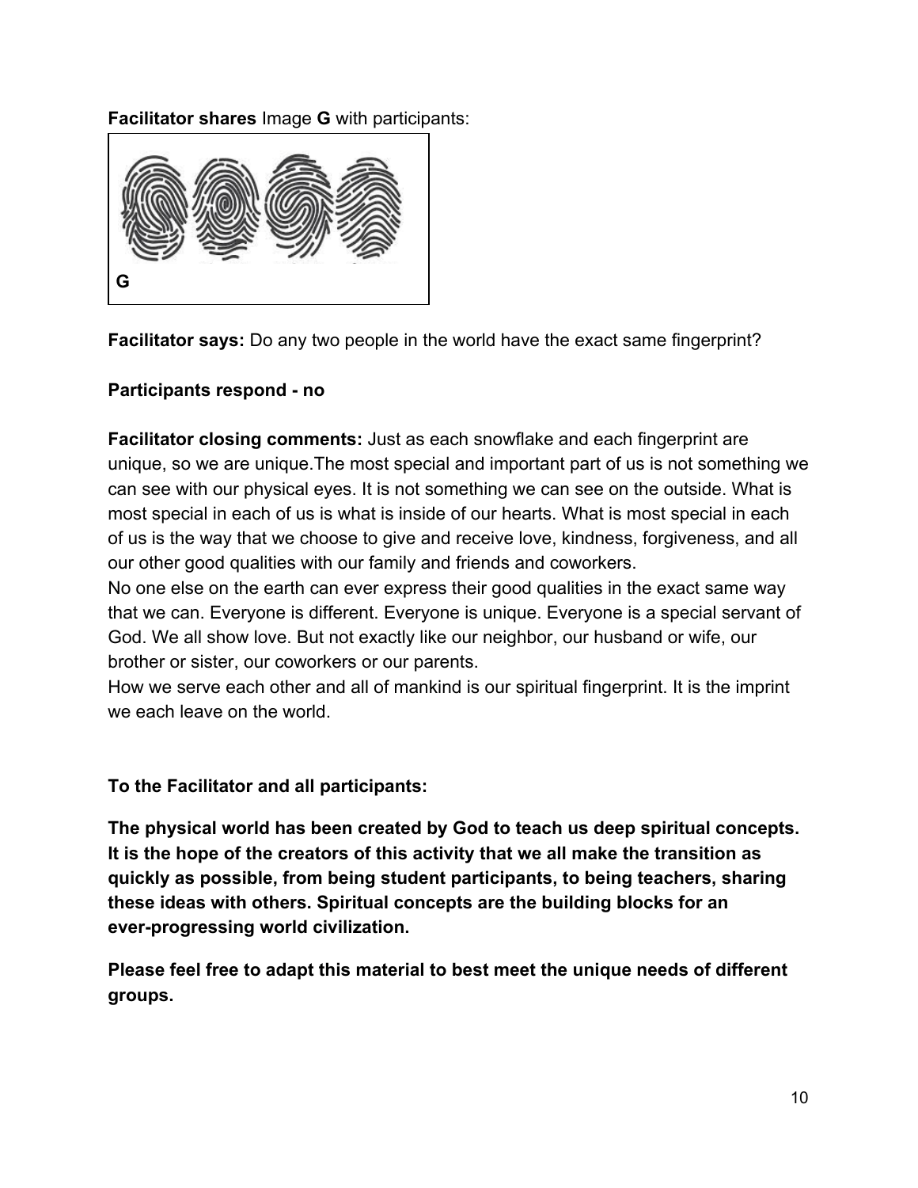**Facilitator shares** Image **G** with participants:

**G**

**Facilitator says:** Do any two people in the world have the exact same fingerprint?

**Participants respond - no**

**Facilitator closing comments:** Just as each snowflake and each fingerprint are unique, so we are unique.The most special and important part of us is not something we can see with our physical eyes. It is not something we can see on the outside. What is most special in each of us is what is inside of our hearts. What is most special in each of us is the way that we choose to give and receive love, kindness, forgiveness, and all our other good qualities with our family and friends and coworkers.

No one else on the earth can ever express their good qualities in the exact same way that we can. Everyone is different. Everyone is unique. Everyone is a special servant of God. We all show love. But not exactly like our neighbor, our husband or wife, our brother or sister, our coworkers or our parents.

How we serve each other and all of mankind is our spiritual fingerprint. It is the imprint we each leave on the world.

**To the Facilitator and all participants:**

**The physical world has been created by God to teach us deep spiritual concepts. It is the hope of the creators of this activity that we all make the transition as quickly as possible, from being student participants, to being teachers, sharing these ideas with others. Spiritual concepts are the building blocks for an ever-progressing world civilization.**

**Please feel free to adapt this material to best meet the unique needs of different groups.**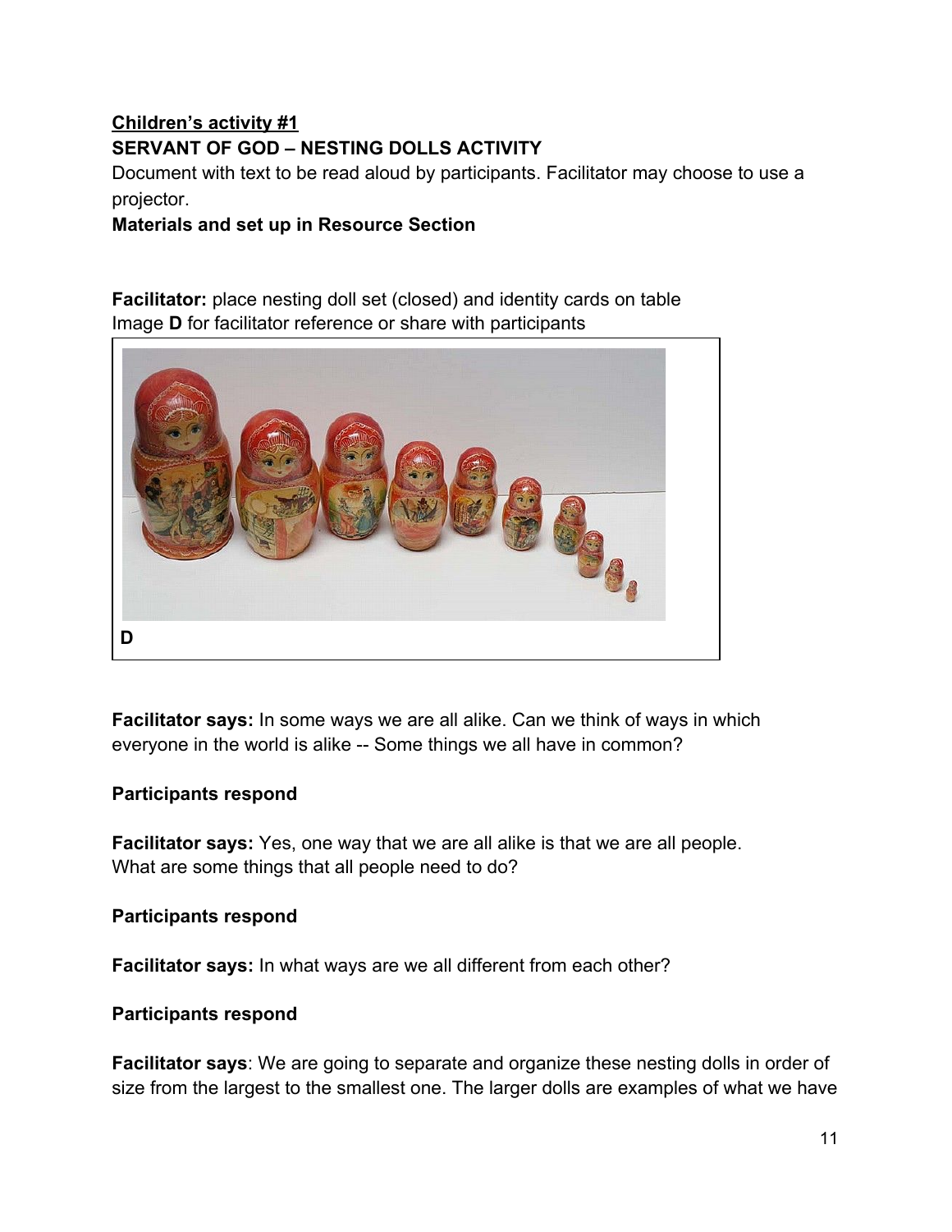**Children's activity #1**

**SERVANT OF GOD – NESTING DOLLS ACTIVITY**

Document with text to be read aloud by participants. Facilitator may choose to use a projector.

**Materials and set up in Resource Section**

**Facilitator:** place nesting doll set (closed) and identity cards on table
Image **D** for facilitator reference or share with participants

**D**

**Facilitator says:** In some ways we are all alike. Can we think of ways in which everyone in the world is alike -- Some things we all have in common?

**Participants respond**

**Facilitator says:** Yes, one way that we are all alike is that we are all people. What are some things that all people need to do?

**Participants respond**

**Facilitator says:** In what ways are we all different from each other?

**Participants respond**

**Facilitator says**: We are going to separate and organize these nesting dolls in order of size from the largest to the smallest one. The larger dolls are examples of what we have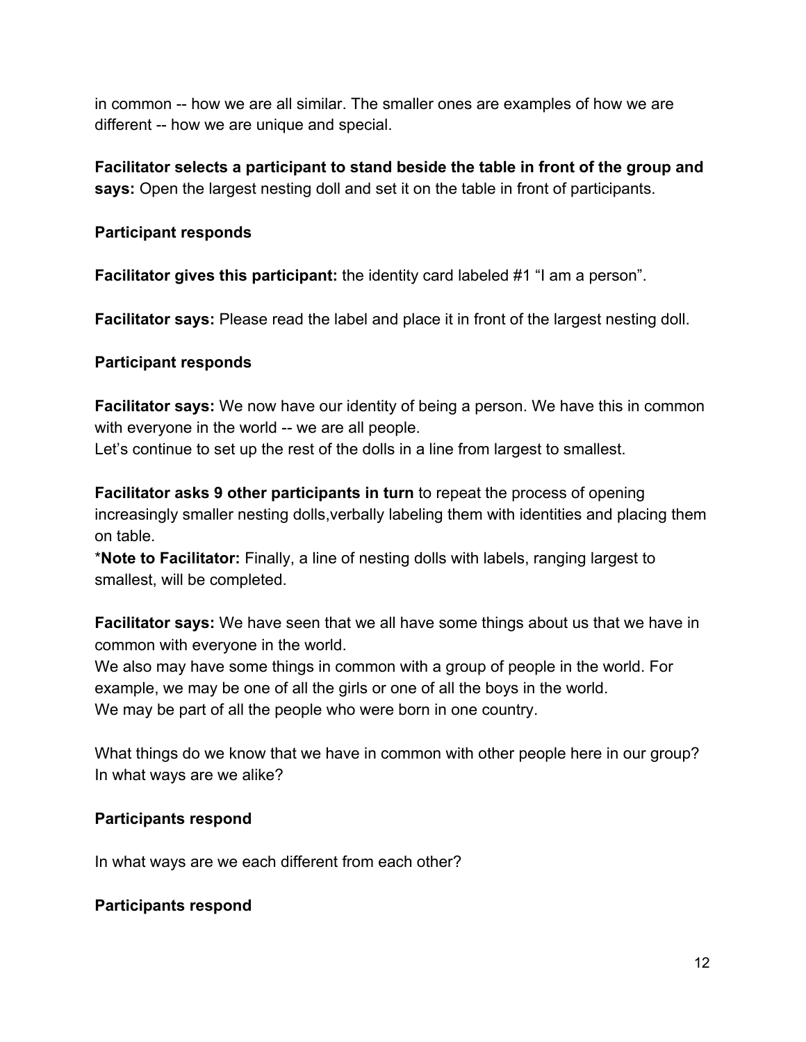in common -- how we are all similar. The smaller ones are examples of how we are different -- how we are unique and special.

**Facilitator selects a participant to stand beside the table in front of the group and says:** Open the largest nesting doll and set it on the table in front of participants.

**Participant responds**

**Facilitator gives this participant:** the identity card labeled #1 “I am a person”.

**Facilitator says:** Please read the label and place it in front of the largest nesting doll.

**Participant responds**

**Facilitator says:** We now have our identity of being a person. We have this in common with everyone in the world -- we are all people.
Let’s continue to set up the rest of the dolls in a line from largest to smallest.

**Facilitator asks 9 other participants in turn** to repeat the process of opening increasingly smaller nesting dolls,verbally labeling them with identities and placing them on table.
***Note to Facilitator:** Finally, a line of nesting dolls with labels, ranging largest to smallest, will be completed.

**Facilitator says:** We have seen that we all have some things about us that we have in common with everyone in the world.
We also may have some things in common with a group of people in the world. For example, we may be one of all the girls or one of all the boys in the world.
We may be part of all the people who were born in one country.

What things do we know that we have in common with other people here in our group? In what ways are we alike?

**Participants respond**

In what ways are we each different from each other?

**Participants respond**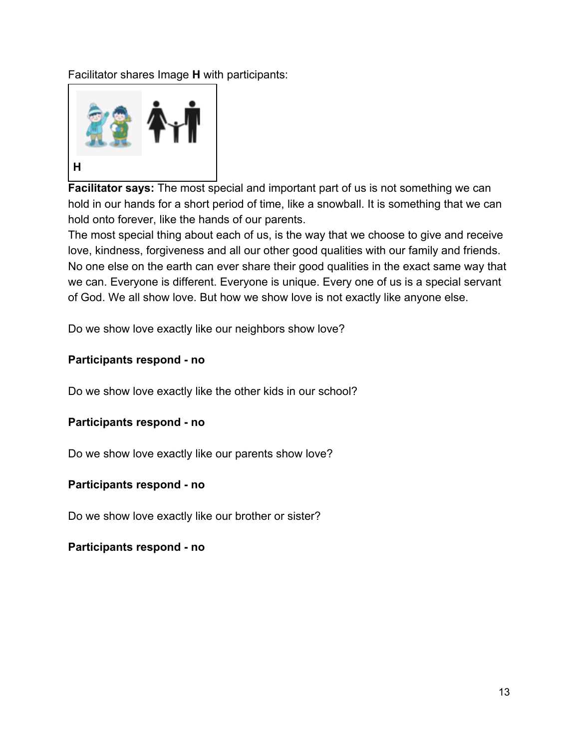Facilitator shares Image **H** with participants:

**H**

**Facilitator says:** The most special and important part of us is not something we can hold in our hands for a short period of time, like a snowball. It is something that we can hold onto forever, like the hands of our parents.
The most special thing about each of us, is the way that we choose to give and receive love, kindness, forgiveness and all our other good qualities with our family and friends. No one else on the earth can ever share their good qualities in the exact same way that we can. Everyone is different. Everyone is unique. Every one of us is a special servant of God. We all show love. But how we show love is not exactly like anyone else.

Do we show love exactly like our neighbors show love?

**Participants respond - no**

Do we show love exactly like the other kids in our school?

**Participants respond - no**

Do we show love exactly like our parents show love?

**Participants respond - no**

Do we show love exactly like our brother or sister?

**Participants respond - no**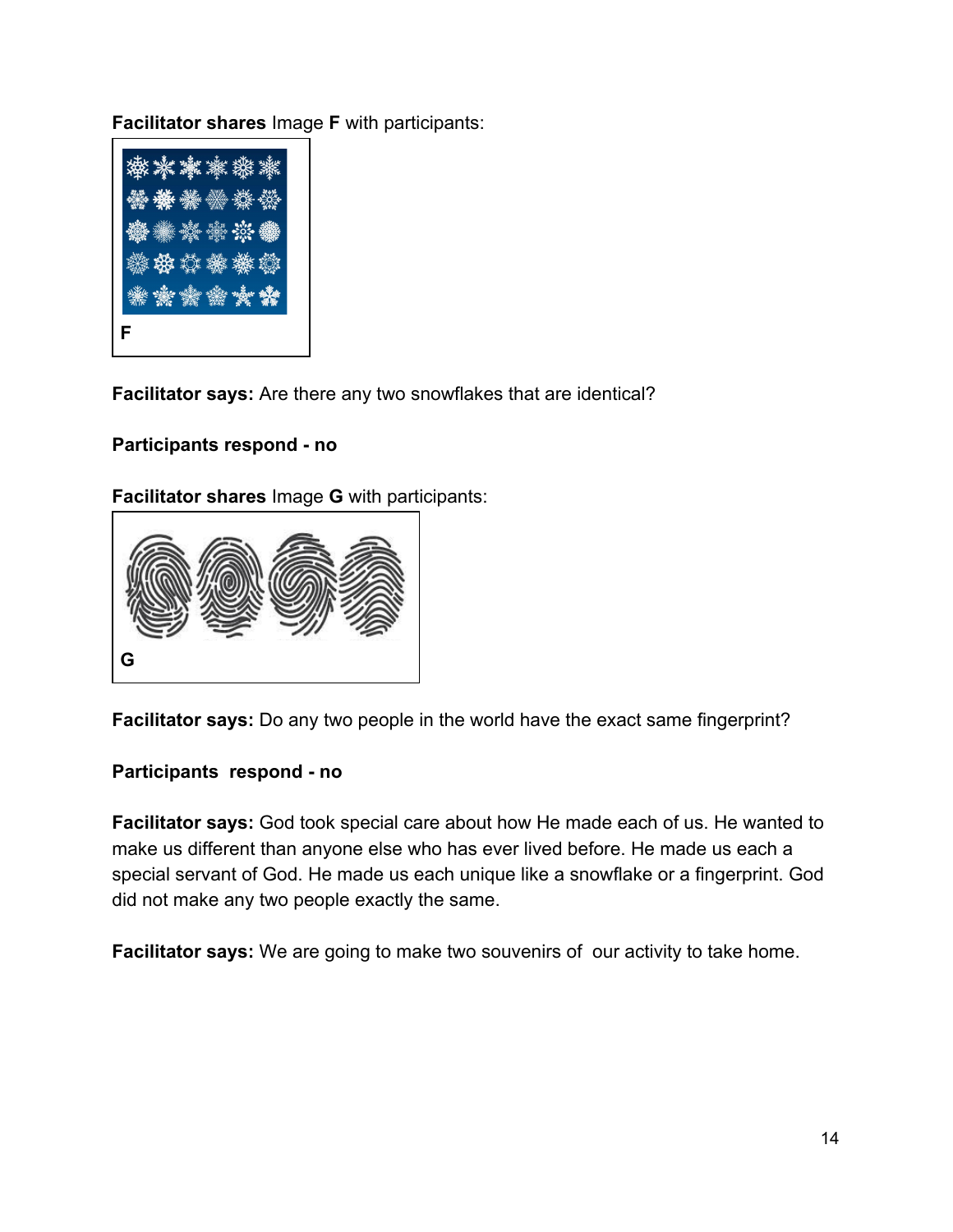**Facilitator shares** Image **F** with participants:

**F**

**Facilitator says:** Are there any two snowflakes that are identical?

**Participants respond - no**

**Facilitator shares** Image **G** with participants:

**G**

**Facilitator says:** Do any two people in the world have the exact same fingerprint?

**Participants respond - no**

**Facilitator says:** God took special care about how He made each of us. He wanted to make us different than anyone else who has ever lived before. He made us each a special servant of God. He made us each unique like a snowflake or a fingerprint. God did not make any two people exactly the same.

**Facilitator says:** We are going to make two souvenirs of our activity to take home.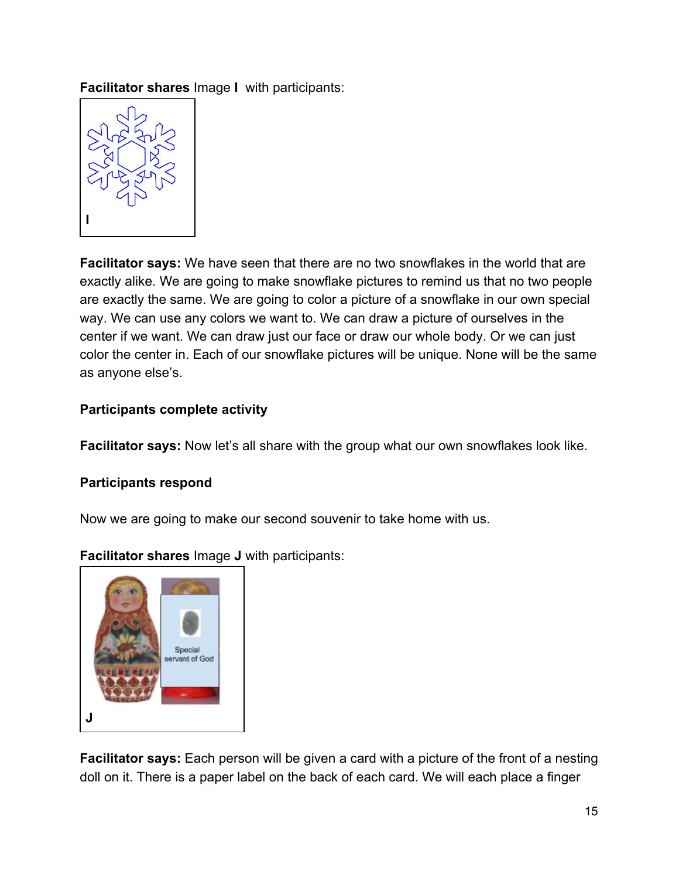**Facilitator shares** Image **I** with participants:

**I**

**Facilitator says:** We have seen that there are no two snowflakes in the world that are exactly alike. We are going to make snowflake pictures to remind us that no two people are exactly the same. We are going to color a picture of a snowflake in our own special way. We can use any colors we want to. We can draw a picture of ourselves in the center if we want. We can draw just our face or draw our whole body. Or we can just color the center in. Each of our snowflake pictures will be unique. None will be the same as anyone else's.

**Participants complete activity**

**Facilitator says:** Now let's all share with the group what our own snowflakes look like.

**Participants respond**

Now we are going to make our second souvenir to take home with us.

**Facilitator shares** Image **J** with participants:

Special servant of God

**J**

**Facilitator says:** Each person will be given a card with a picture of the front of a nesting doll on it. There is a paper label on the back of each card. We will each place a finger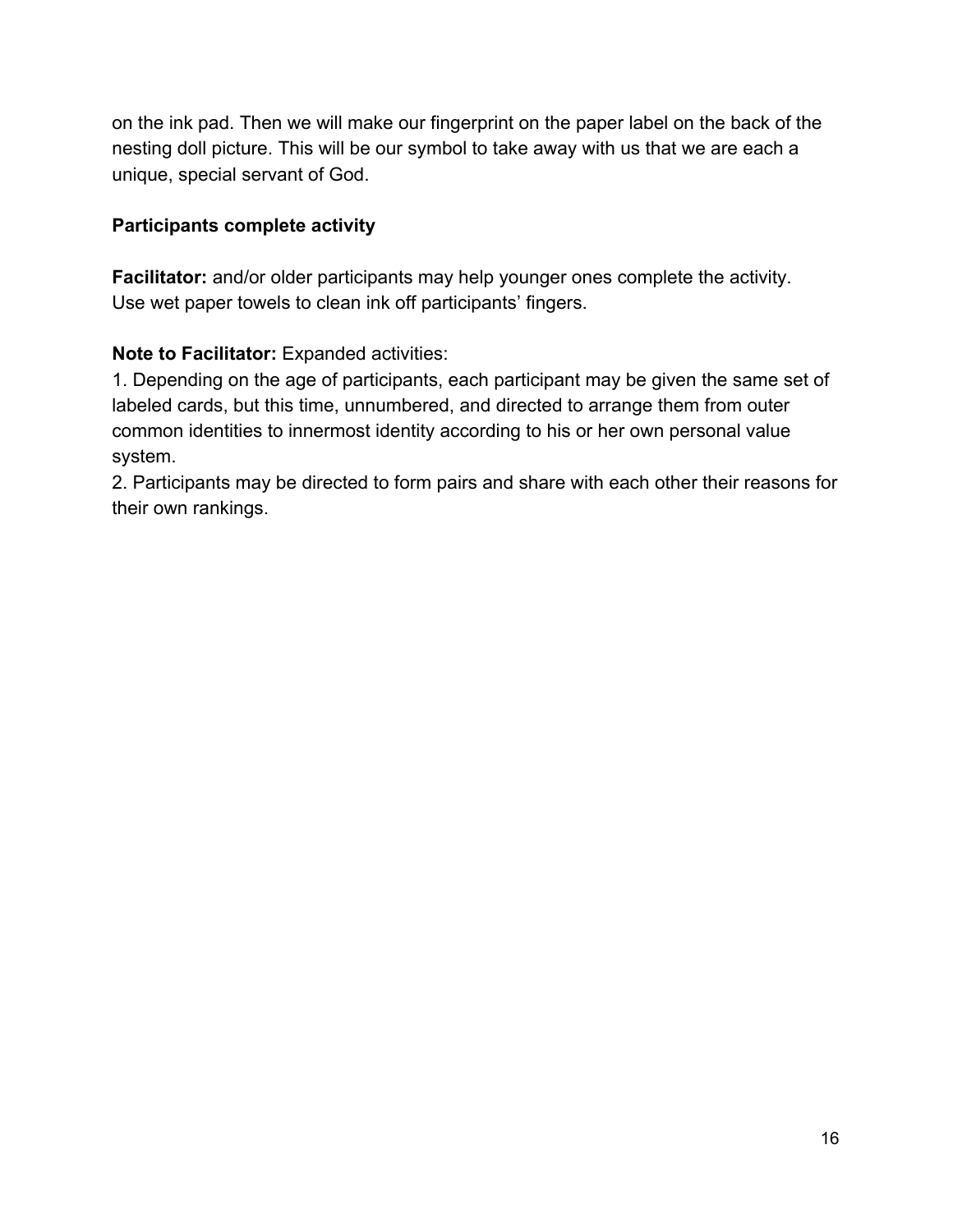on the ink pad. Then we will make our fingerprint on the paper label on the back of the nesting doll picture. This will be our symbol to take away with us that we are each a unique, special servant of God.

**Participants complete activity**

**Facilitator:** and/or older participants may help younger ones complete the activity. Use wet paper towels to clean ink off participants' fingers.

**Note to Facilitator:** Expanded activities:

1. Depending on the age of participants, each participant may be given the same set of labeled cards, but this time, unnumbered, and directed to arrange them from outer common identities to innermost identity according to his or her own personal value system.
2. Participants may be directed to form pairs and share with each other their reasons for their own rankings.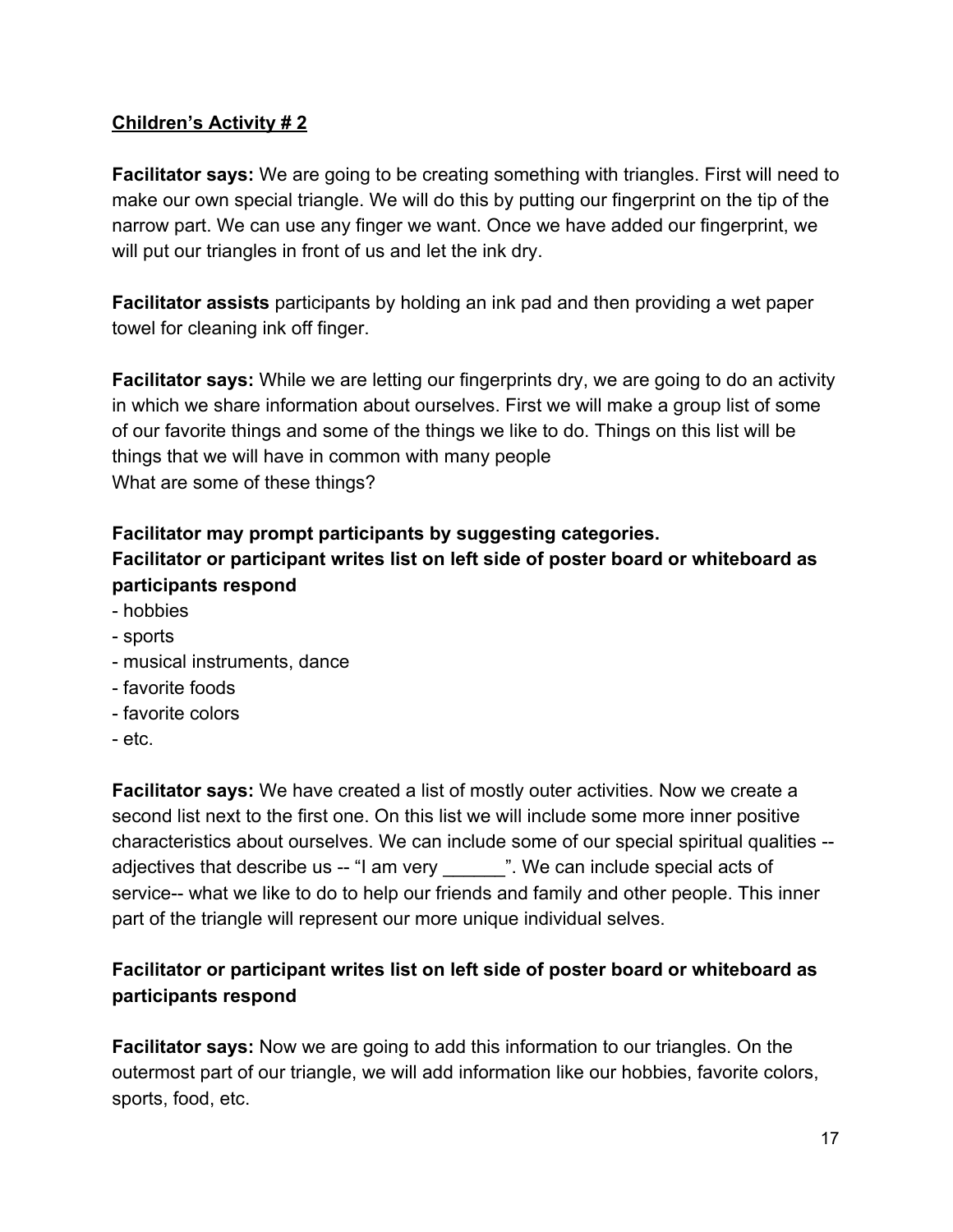**Children's Activity # 2**

**Facilitator says:** We are going to be creating something with triangles. First will need to make our own special triangle. We will do this by putting our fingerprint on the tip of the narrow part. We can use any finger we want. Once we have added our fingerprint, we will put our triangles in front of us and let the ink dry.

**Facilitator assists** participants by holding an ink pad and then providing a wet paper towel for cleaning ink off finger.

**Facilitator says:** While we are letting our fingerprints dry, we are going to do an activity in which we share information about ourselves. First we will make a group list of some of our favorite things and some of the things we like to do. Things on this list will be things that we will have in common with many people
What are some of these things?

**Facilitator may prompt participants by suggesting categories.**
**Facilitator or participant writes list on left side of poster board or whiteboard as participants respond**

- hobbies
- sports
- musical instruments, dance
- favorite foods
- favorite colors
- etc.

**Facilitator says:** We have created a list of mostly outer activities. Now we create a second list next to the first one. On this list we will include some more inner positive characteristics about ourselves. We can include some of our special spiritual qualities -- adjectives that describe us -- "I am very ______". We can include special acts of service-- what we like to do to help our friends and family and other people. This inner part of the triangle will represent our more unique individual selves.

**Facilitator or participant writes list on left side of poster board or whiteboard as participants respond**

**Facilitator says:** Now we are going to add this information to our triangles. On the outermost part of our triangle, we will add information like our hobbies, favorite colors, sports, food, etc.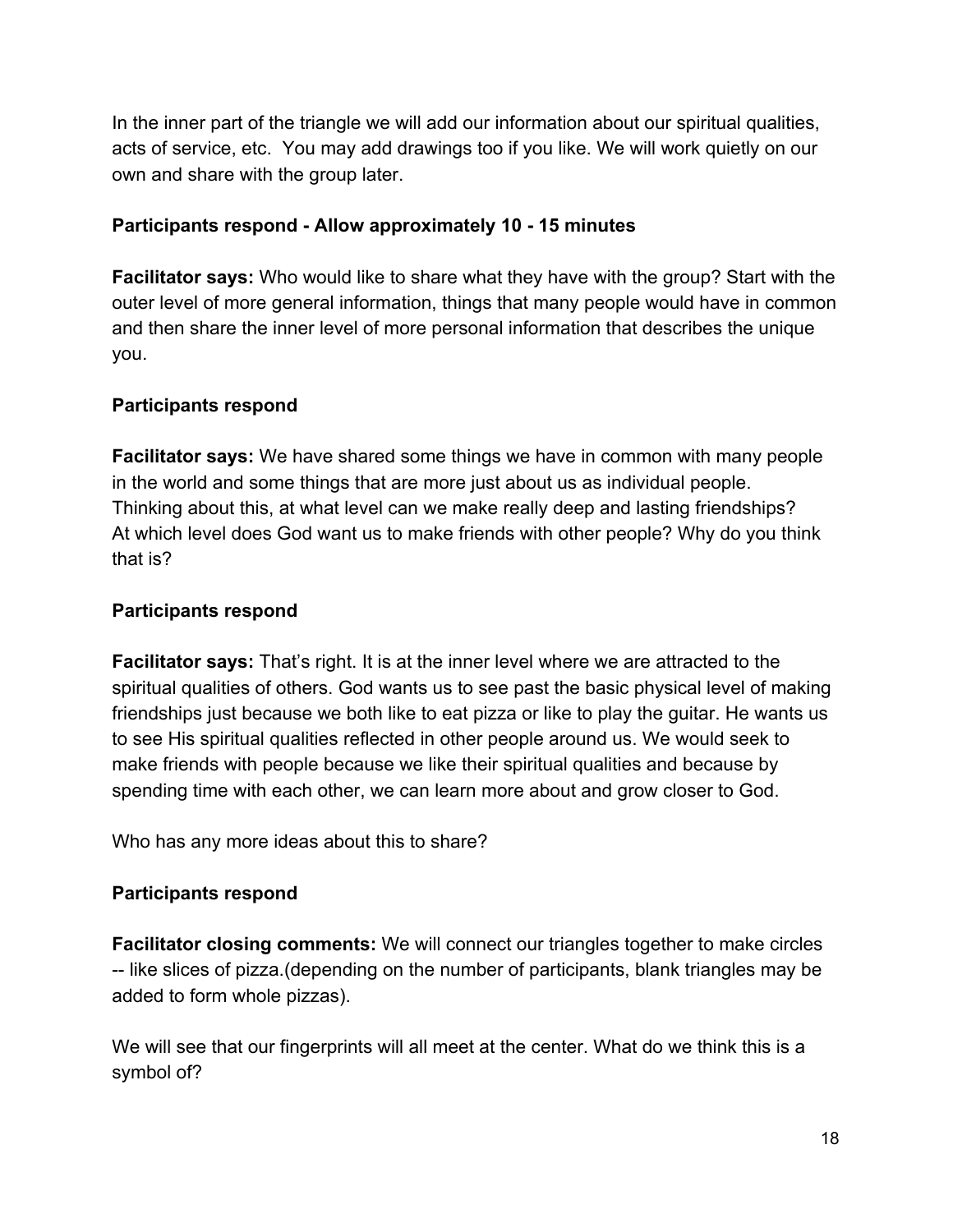In the inner part of the triangle we will add our information about our spiritual qualities, acts of service, etc.  You may add drawings too if you like. We will work quietly on our own and share with the group later.

**Participants respond - Allow approximately 10 - 15 minutes**

**Facilitator says:** Who would like to share what they have with the group? Start with the outer level of more general information, things that many people would have in common and then share the inner level of more personal information that describes the unique you.

**Participants respond**

**Facilitator says:** We have shared some things we have in common with many people in the world and some things that are more just about us as individual people. Thinking about this, at what level can we make really deep and lasting friendships? At which level does God want us to make friends with other people? Why do you think that is?

**Participants respond**

**Facilitator says:** That's right. It is at the inner level where we are attracted to the spiritual qualities of others. God wants us to see past the basic physical level of making friendships just because we both like to eat pizza or like to play the guitar. He wants us to see His spiritual qualities reflected in other people around us. We would seek to make friends with people because we like their spiritual qualities and because by spending time with each other, we can learn more about and grow closer to God.

Who has any more ideas about this to share?

**Participants respond**

**Facilitator closing comments:** We will connect our triangles together to make circles -- like slices of pizza.(depending on the number of participants, blank triangles may be added to form whole pizzas).

We will see that our fingerprints will all meet at the center. What do we think this is a symbol of?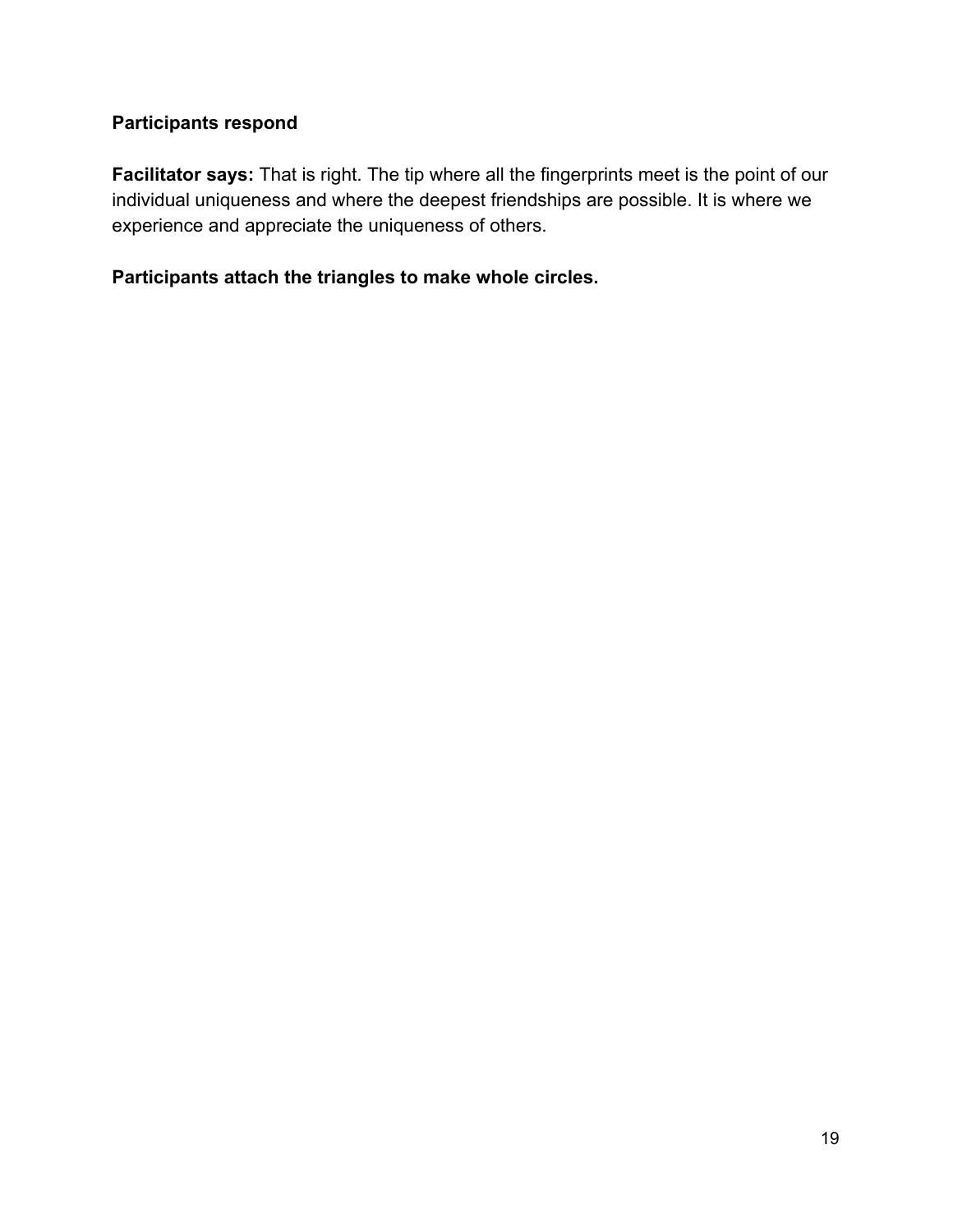**Participants respond**

**Facilitator says:** That is right. The tip where all the fingerprints meet is the point of our individual uniqueness and where the deepest friendships are possible. It is where we experience and appreciate the uniqueness of others.

**Participants attach the triangles to make whole circles.**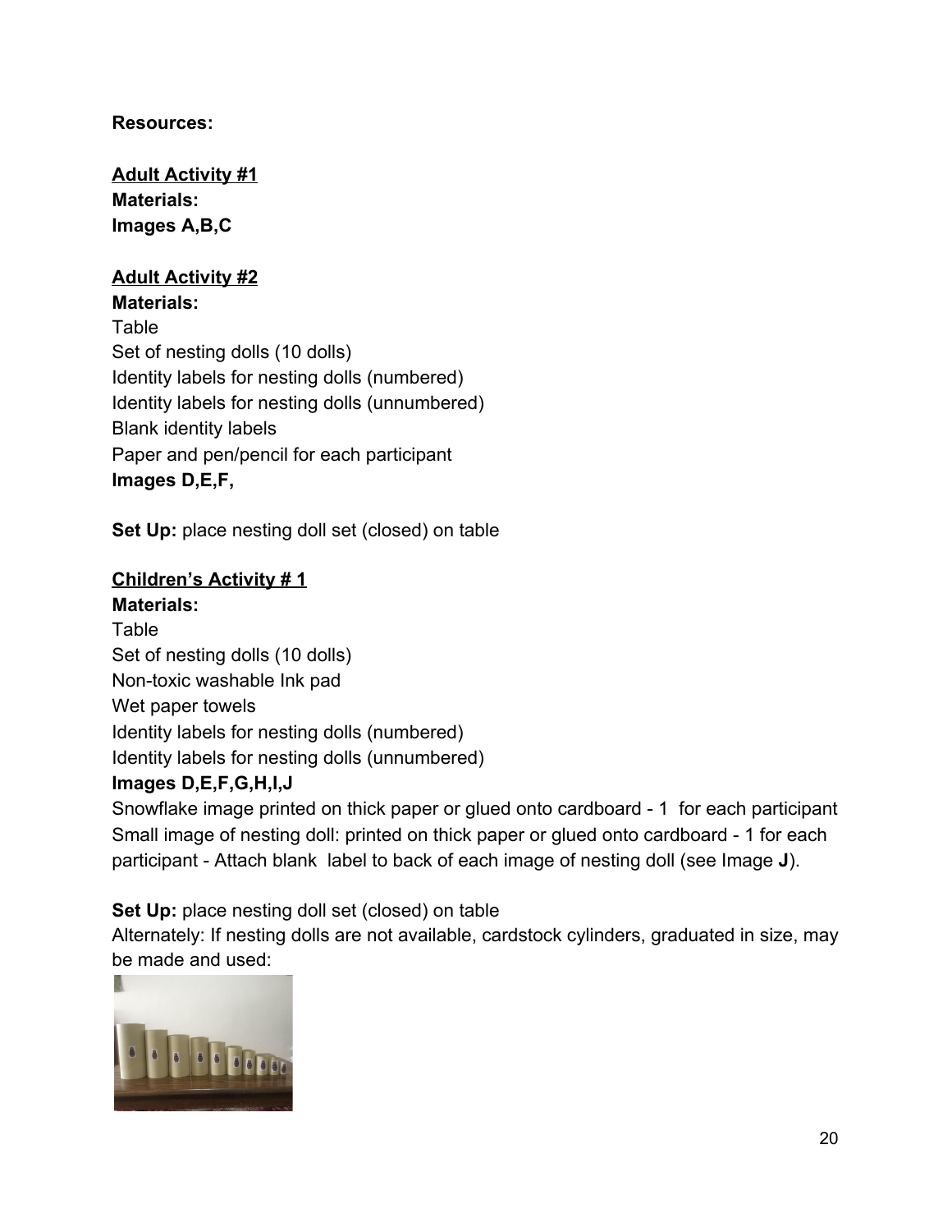**Resources:**

**<u>Adult Activity #1</u>**
**Materials:**
**Images A,B,C**

**<u>Adult Activity #2</u>**
**Materials:**
Table
Set of nesting dolls (10 dolls)
Identity labels for nesting dolls (numbered)
Identity labels for nesting dolls (unnumbered)
Blank identity labels
Paper and pen/pencil for each participant
**Images D,E,F,**

**Set Up:** place nesting doll set (closed) on table

**<u>Children's Activity # 1</u>**
**Materials:**
Table
Set of nesting dolls (10 dolls)
Non-toxic washable Ink pad
Wet paper towels
Identity labels for nesting dolls (numbered)
Identity labels for nesting dolls (unnumbered)
**Images D,E,F,G,H,I,J**
Snowflake image printed on thick paper or glued onto cardboard - 1 for each participant
Small image of nesting doll: printed on thick paper or glued onto cardboard - 1 for each participant - Attach blank label to back of each image of nesting doll (see Image **J**).

**Set Up:** place nesting doll set (closed) on table
Alternately: If nesting dolls are not available, cardstock cylinders, graduated in size, may be made and used: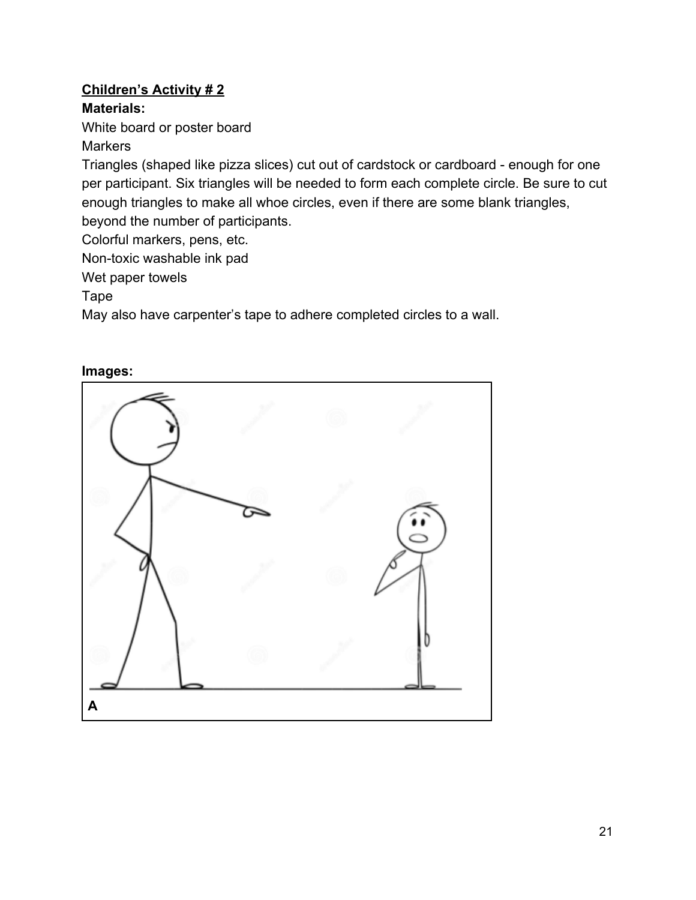**<u>Children's Activity # 2</u>**

**Materials:**

White board or poster board

Markers

Triangles (shaped like pizza slices) cut out of cardstock or cardboard - enough for one per participant. Six triangles will be needed to form each complete circle. Be sure to cut enough triangles to make all whoe circles, even if there are some blank triangles, beyond the number of participants.

Colorful markers, pens, etc.

Non-toxic washable ink pad

Wet paper towels

Tape

May also have carpenter's tape to adhere completed circles to a wall.

**Images:**

A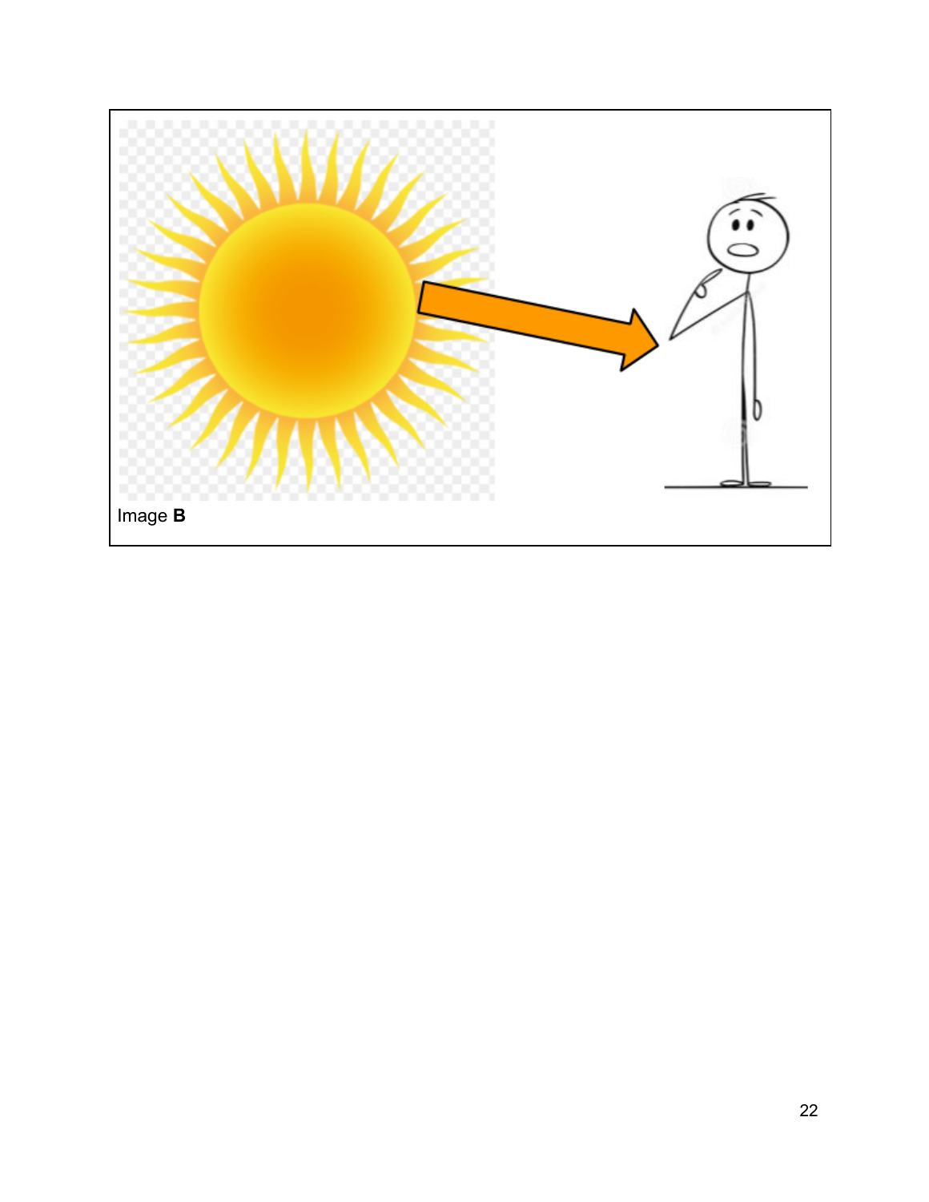Image **B**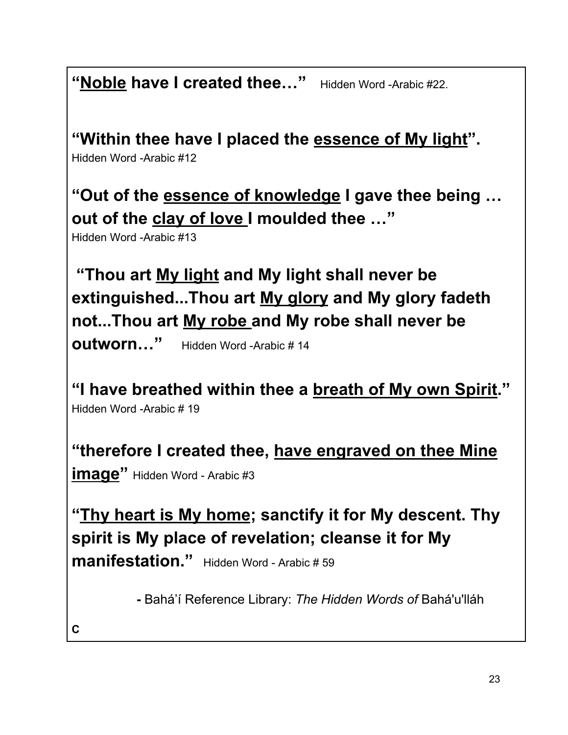**"<u>Noble</u> have I created thee…"** Hidden Word -Arabic #22.

**"Within thee have I placed the <u>essence of My light</u>".**
Hidden Word -Arabic #12

**"Out of the <u>essence of knowledge</u> I gave thee being … out of the <u>clay of love</u> I moulded thee …"**
Hidden Word -Arabic #13

**"Thou art <u>My light</u> and My light shall never be extinguished...Thou art <u>My glory</u> and My glory fadeth not...Thou art <u>My robe</u> and My robe shall never be outworn…"** Hidden Word -Arabic # 14

**"I have breathed within thee a <u>breath of My own Spirit</u>."**
Hidden Word -Arabic # 19

**"therefore I created thee, <u>have engraved on thee Mine image</u>"** Hidden Word - Arabic #3

**"<u>Thy heart is My home</u>; sanctify it for My descent. Thy spirit is My place of revelation; cleanse it for My manifestation."** Hidden Word - Arabic # 59

- Bahá'í Reference Library: *The Hidden Words of* Bahá'u'lláh

**C**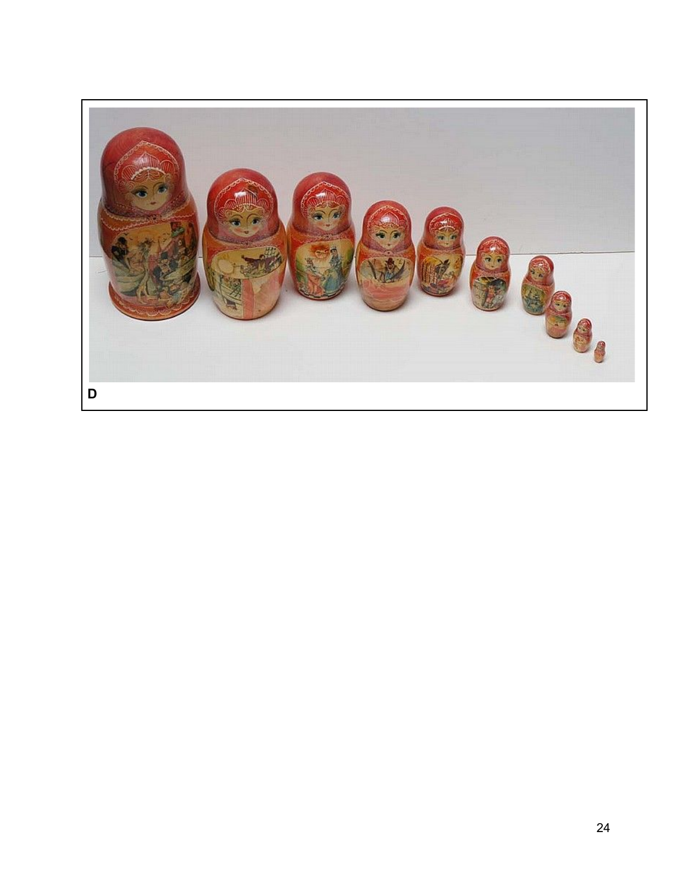D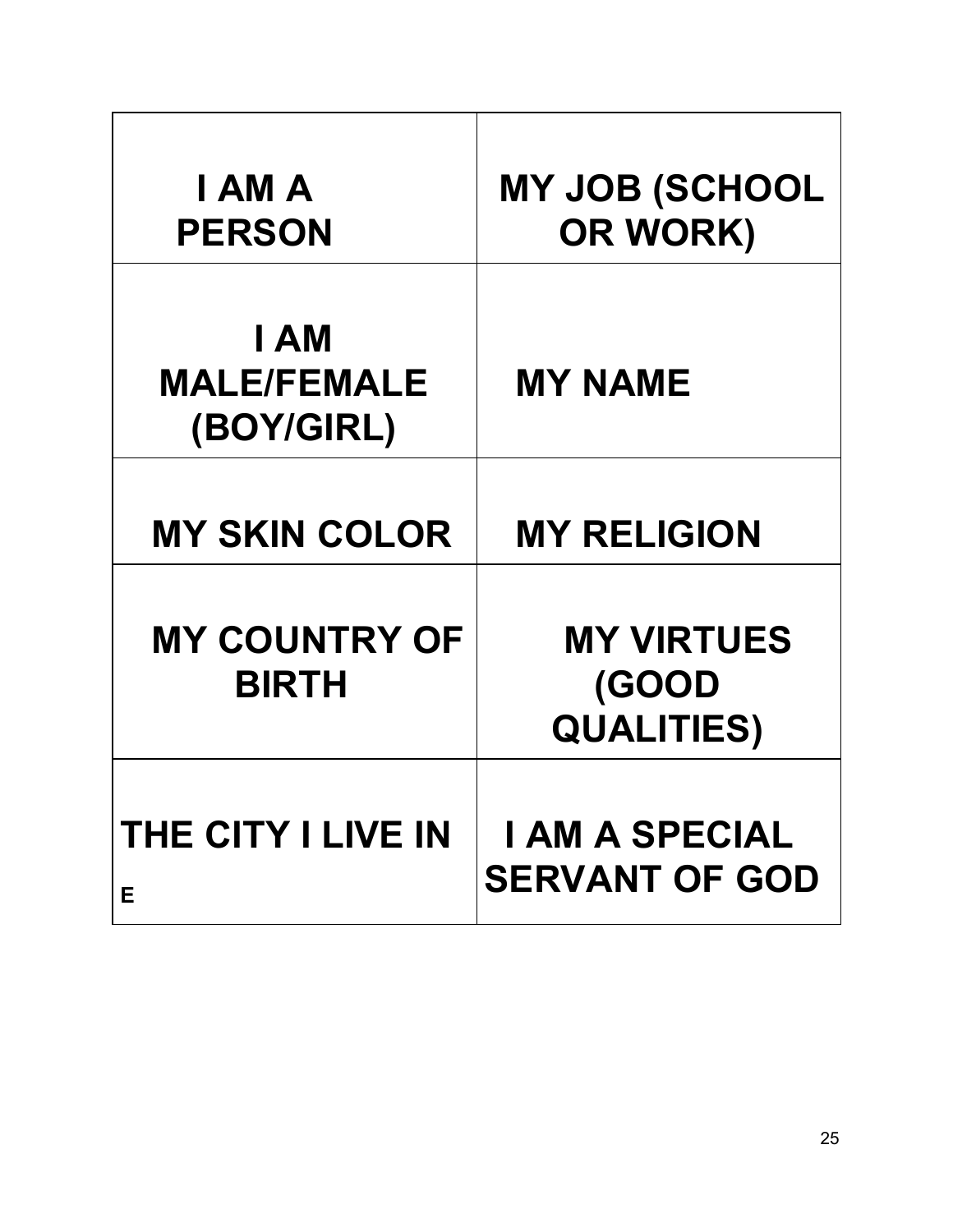| I AM A PERSON | MY JOB (SCHOOL OR WORK) |
|---|---|
| I AM MALE/FEMALE (BOY/GIRL) | MY NAME |
| MY SKIN COLOR | MY RELIGION |
| MY COUNTRY OF BIRTH | MY VIRTUES (GOOD QUALITIES) |
| THE CITY I LIVE IN E | I AM A SPECIAL SERVANT OF GOD |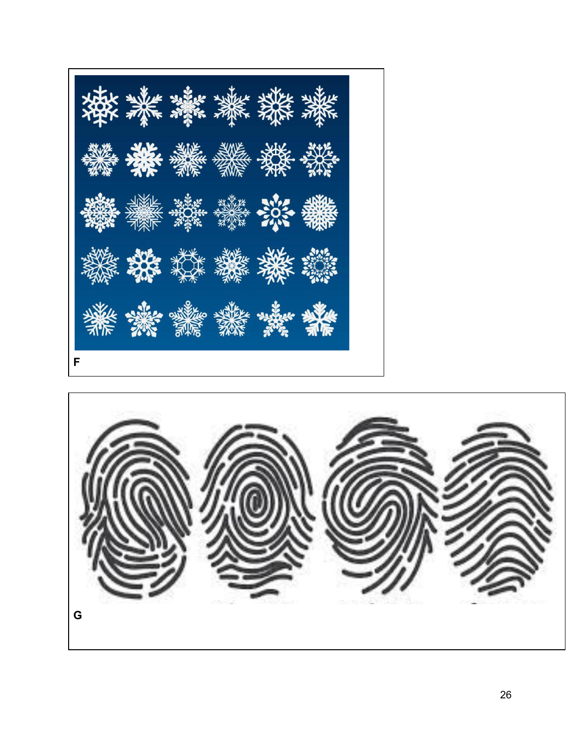F

G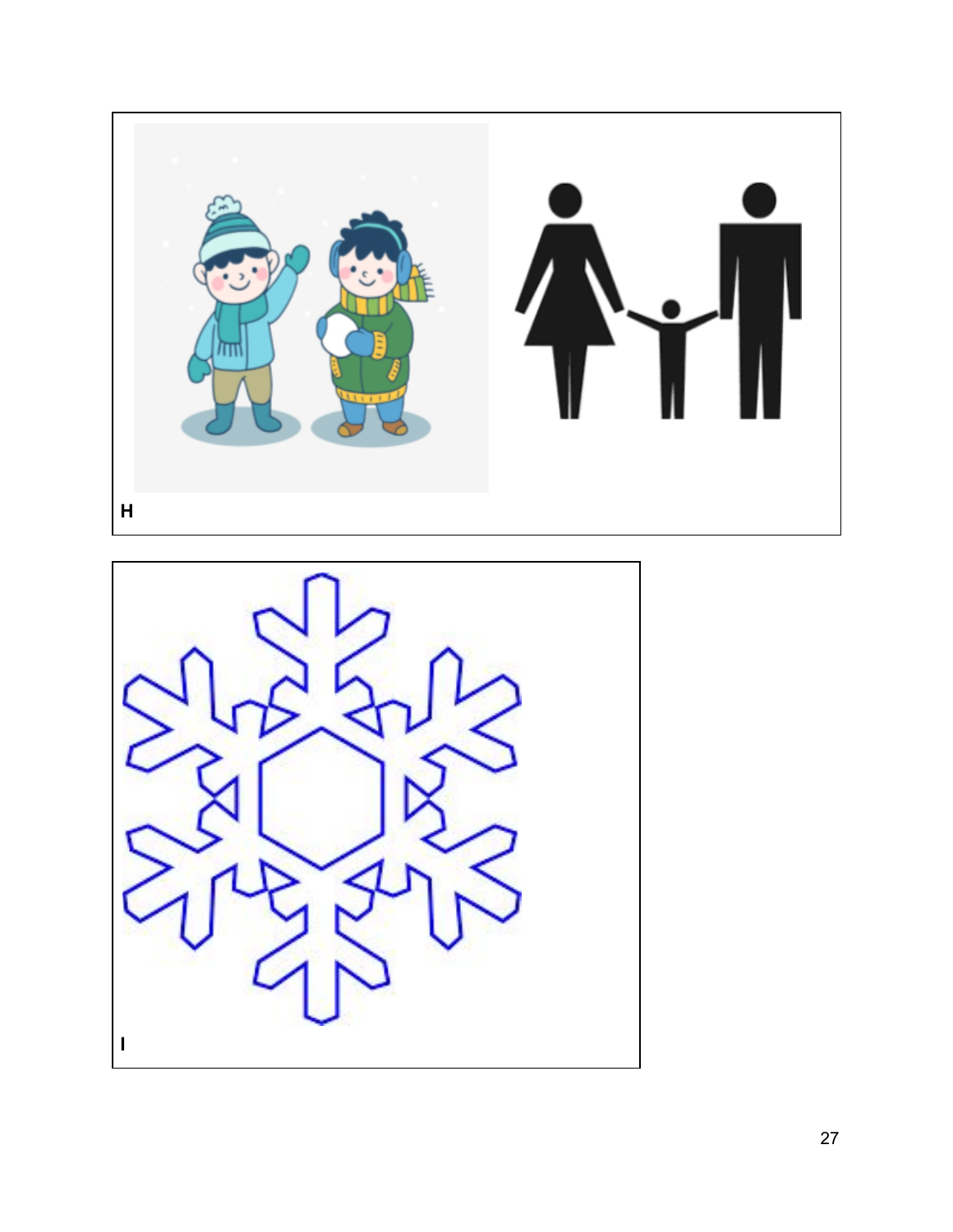H

I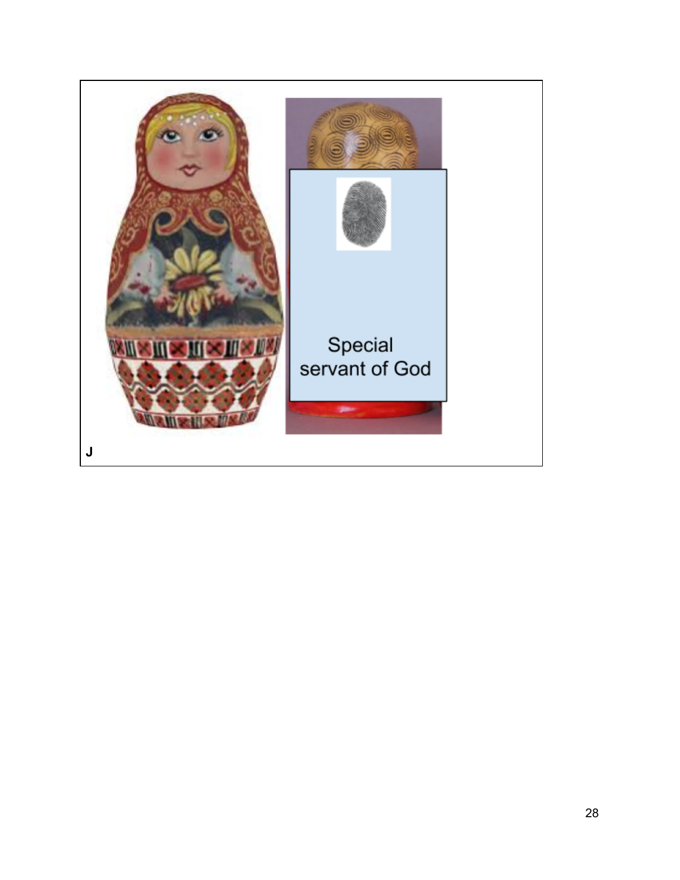Special servant of God

J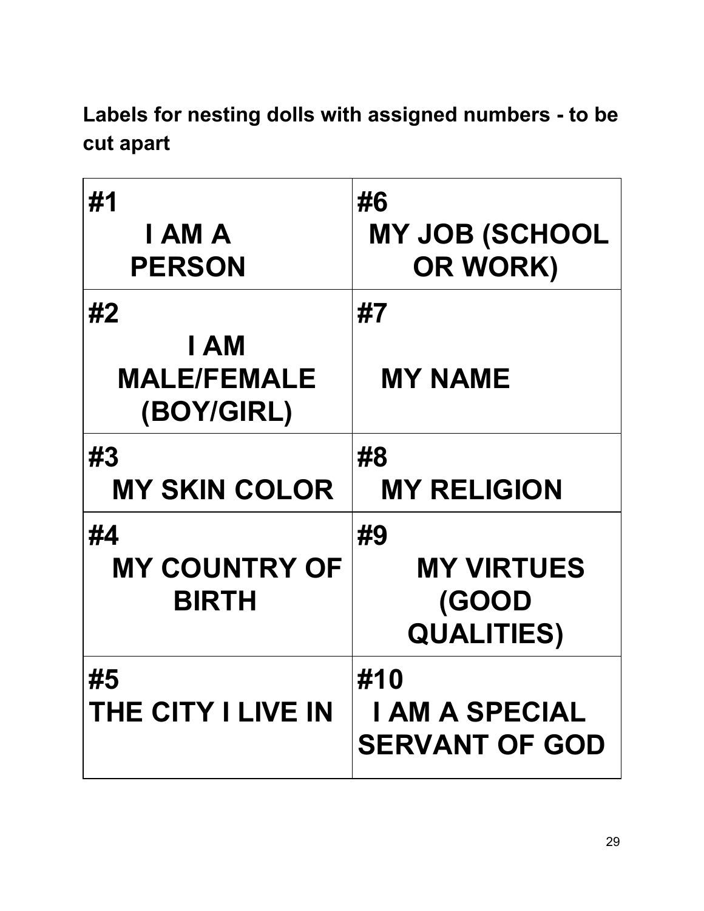**Labels for nesting dolls with assigned numbers - to be cut apart**

| | |
|---|---|
| **#1** **I AM A PERSON** | **#6** **MY JOB (SCHOOL OR WORK)** |
| **#2** **I AM MALE/FEMALE (BOY/GIRL)** | **#7** **MY NAME** |
| **#3** **MY SKIN COLOR** | **#8** **MY RELIGION** |
| **#4** **MY COUNTRY OF BIRTH** | **#9** **MY VIRTUES (GOOD QUALITIES)** |
| **#5** **THE CITY I LIVE IN** | **#10** **I AM A SPECIAL SERVANT OF GOD** |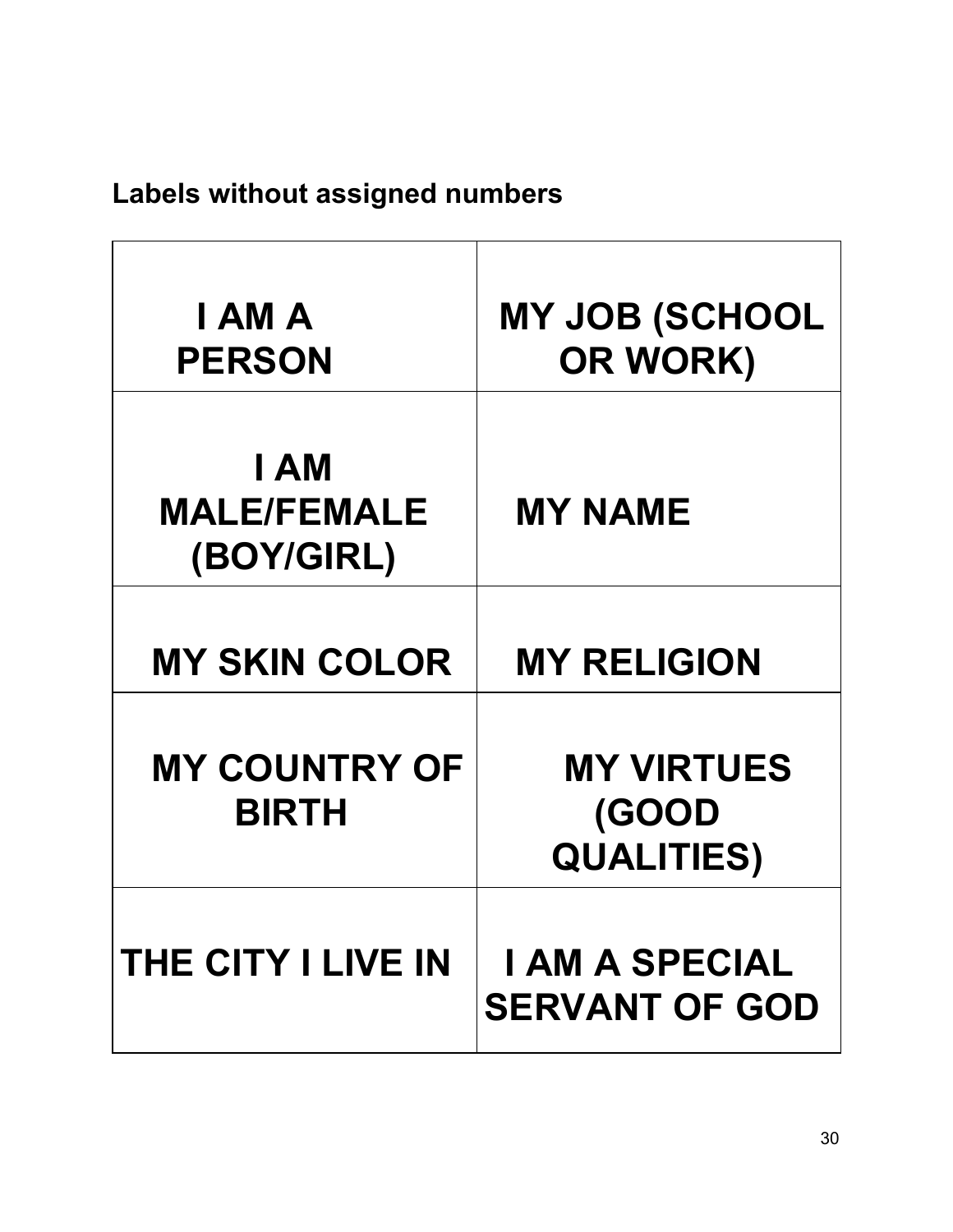**Labels without assigned numbers**

| | |
|---|---|
| **I AM A PERSON** | **MY JOB (SCHOOL OR WORK)** |
| **I AM MALE/FEMALE (BOY/GIRL)** | **MY NAME** |
| **MY SKIN COLOR** | **MY RELIGION** |
| **MY COUNTRY OF BIRTH** | **MY VIRTUES (GOOD QUALITIES)** |
| **THE CITY I LIVE IN** | **I AM A SPECIAL SERVANT OF GOD** |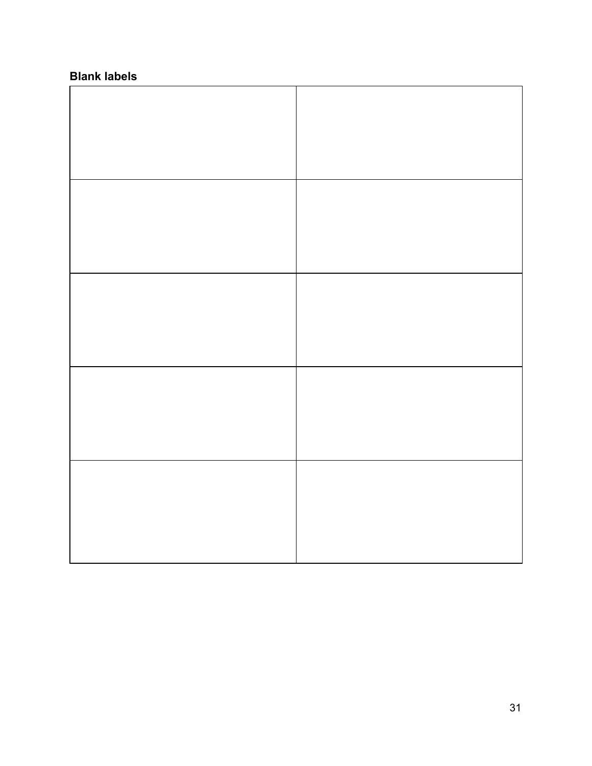**Blank labels**

| | |
|---|---|
| | |
| | |
| | |
| | |
| | |